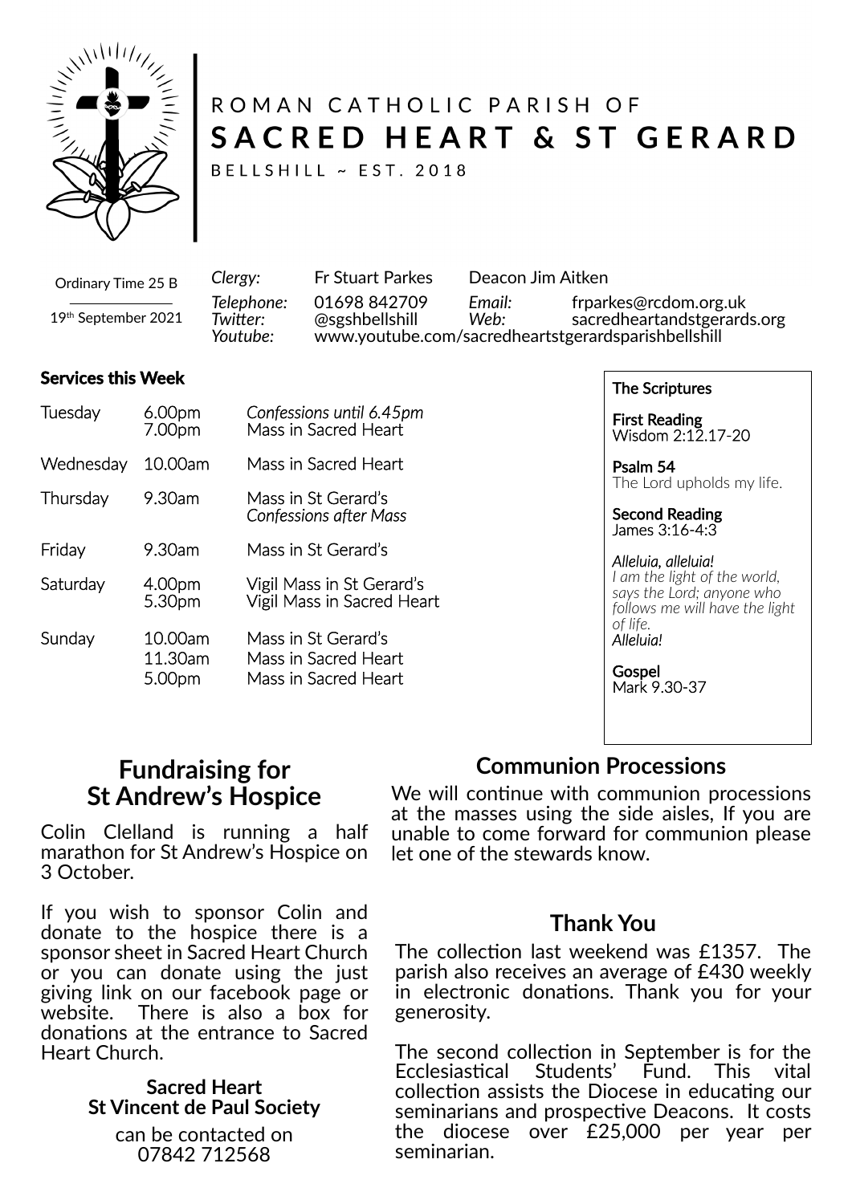ROMAN CATHOLIC PARISH OF

# SACRED HEART & ST GERARD

BELLSHILL ~ EST. 2018

Ordinary Time 25 B

19th September 2021

*Clergy:* Fr Stuart Parkes Deacon Jim Aitken
*Telephone:* 01698 842709 *Email:* frparkes@rcdom.org.uk
*Twitter:* @sgshbellshill *Web:* sacredheartandstgerards.org
*Youtube:* www.youtube.com/sacredheartstgerardsparishbellshill

**Services this Week**

| | | |
|---|---|---|
| Tuesday | 6.00pm | *Confessions until 6.45pm* |
| | 7.00pm | Mass in Sacred Heart |
| Wednesday | 10.00am | Mass in Sacred Heart |
| Thursday | 9.30am | Mass in St Gerard's |
| | | *Confessions after Mass* |
| Friday | 9.30am | Mass in St Gerard's |
| Saturday | 4.00pm | Vigil Mass in St Gerard's |
| | 5.30pm | Vigil Mass in Sacred Heart |
| Sunday | 10.00am | Mass in St Gerard's |
| | 11.30am | Mass in Sacred Heart |
| | 5.00pm | Mass in Sacred Heart |

**The Scriptures**

**First Reading**
Wisdom 2:12.17-20

**Psalm 54**
The Lord upholds my life.

**Second Reading**
James 3:16-4:3

*Alleluia, alleluia!*
*I am the light of the world, says the Lord; anyone who follows me will have the light of life.*
*Alleluia!*

**Gospel**
Mark 9.30-37

## Fundraising for St Andrew's Hospice

Colin Clelland is running a half marathon for St Andrew's Hospice on 3 October.

If you wish to sponsor Colin and donate to the hospice there is a sponsor sheet in Sacred Heart Church or you can donate using the just giving link on our facebook page or website. There is also a box for donations at the entrance to Sacred Heart Church.

**Sacred Heart St Vincent de Paul Society**

can be contacted on 07842 712568

## Communion Processions

We will continue with communion processions at the masses using the side aisles, If you are unable to come forward for communion please let one of the stewards know.

## Thank You

The collection last weekend was £1357. The parish also receives an average of £430 weekly in electronic donations. Thank you for your generosity.

The second collection in September is for the Ecclesiastical Students' Fund. This vital collection assists the Diocese in educating our seminarians and prospective Deacons. It costs the diocese over £25,000 per year per seminarian.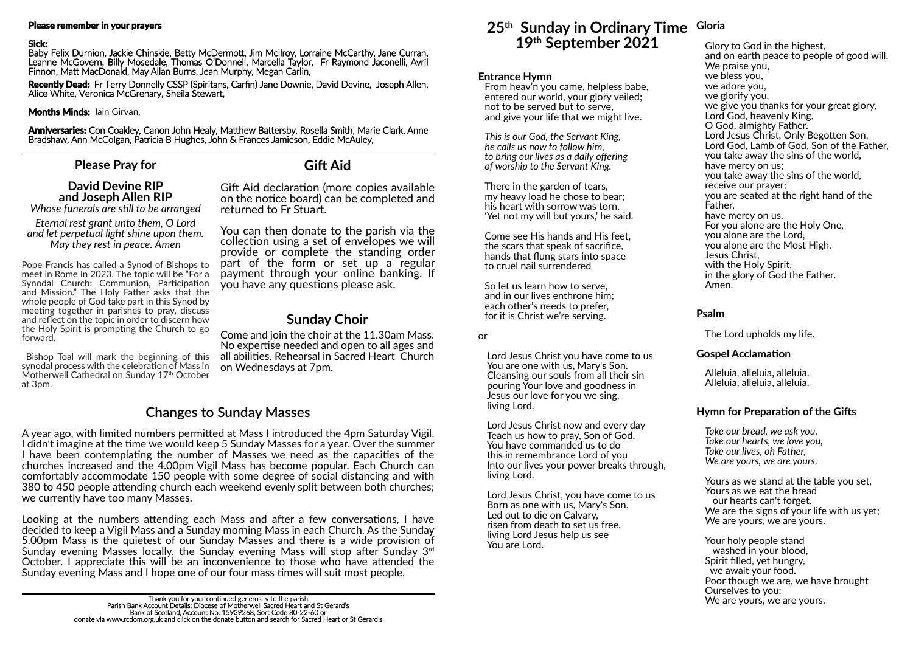**Please remember in your prayers**

**Sick:**
Baby Felix Durnion, Jackie Chinskie, Betty McDermott, Jim McIlroy, Lorraine McCarthy, Jane Curran, Leanne McGovern, Billy Mosedale, Thomas O'Donnell, Marcella Taylor, Fr Raymond Jaconelli, Avril Finnon, Matt MacDonald, May Allan Burns, Jean Murphy, Megan Carlin,

**Recently Dead:** Fr Terry Donnelly CSSP (Spiritans, Carfin) Jane Downie, David Devine, Joseph Allen, Alice White, Veronica McGrenary, Sheila Stewart,

**Months Minds:** Iain Girvan,

**Anniversaries:** Con Coakley, Canon John Healy, Matthew Battersby, Rosella Smith, Marie Clark, Anne Bradshaw, Ann McColgan, Patricia B Hughes, John & Frances Jamieson, Eddie McAuley,

## Please Pray for

**David Devine RIP**
**and Joseph Allen RIP**
*Whose funerals are still to be arranged*

*Eternal rest grant unto them, O Lord and let perpetual light shine upon them. May they rest in peace. Amen*

Pope Francis has called a Synod of Bishops to meet in Rome in 2023. The topic will be "For a Synodal Church: Communion, Participation and Mission." The Holy Father asks that the whole people of God take part in this Synod by meeting together in parishes to pray, discuss and reflect on the topic in order to discern how the Holy Spirit is prompting the Church to go forward.

Bishop Toal will mark the beginning of this synodal process with the celebration of Mass in Motherwell Cathedral on Sunday 17th October at 3pm.

## Gift Aid

Gift Aid declaration (more copies available on the notice board) can be completed and returned to Fr Stuart.

You can then donate to the parish via the collection using a set of envelopes we will provide or complete the standing order part of the form or set up a regular payment through your online banking. If you have any questions please ask.

## Sunday Choir

Come and join the choir at the 11.30am Mass. No expertise needed and open to all ages and all abilities. Rehearsal in Sacred Heart Church on Wednesdays at 7pm.

## Changes to Sunday Masses

A year ago, with limited numbers permitted at Mass I introduced the 4pm Saturday Vigil, I didn't imagine at the time we would keep 5 Sunday Masses for a year. Over the summer I have been contemplating the number of Masses we need as the capacities of the churches increased and the 4.00pm Vigil Mass has become popular. Each Church can comfortably accommodate 150 people with some degree of social distancing and with 380 to 450 people attending church each weekend evenly split between both churches; we currently have too many Masses.

Looking at the numbers attending each Mass and after a few conversations, I have decided to keep a Vigil Mass and a Sunday morning Mass in each Church. As the Sunday 5.00pm Mass is the quietest of our Sunday Masses and there is a wide provision of Sunday evening Masses locally, the Sunday evening Mass will stop after Sunday 3rd October. I appreciate this will be an inconvenience to those who have attended the Sunday evening Mass and I hope one of our four mass times will suit most people.

Thank you for your continued generosity to the parish
Parish Bank Account Details: Diocese of Motherwell Sacred Heart and St Gerard's
Bank of Scotland, Account No. 15939268, Sort Code 80-22-60 or
donate via www.rcdom.org.uk and click on the donate button and search for Sacred Heart or St Gerard's

# 25th Sunday in Ordinary Time
# 19th September 2021

### Entrance Hymn

From heav'n you came, helpless babe,
entered our world, your glory veiled;
not to be served but to serve,
and give your life that we might live.

*This is our God, the Servant King,*
*he calls us now to follow him,*
*to bring our lives as a daily offering*
*of worship to the Servant King.*

There in the garden of tears,
my heavy load he chose to bear;
his heart with sorrow was torn.
'Yet not my will but yours,' he said.

Come see His hands and His feet,
the scars that speak of sacrifice,
hands that flung stars into space
to cruel nail surrendered

So let us learn how to serve,
and in our lives enthrone him;
each other's needs to prefer,
for it is Christ we're serving.

or

Lord Jesus Christ you have come to us
You are one with us, Mary's Son.
Cleansing our souls from all their sin
pouring Your love and goodness in
Jesus our love for you we sing,
living Lord.

Lord Jesus Christ now and every day
Teach us how to pray, Son of God.
You have commanded us to do
this in remembrance Lord of you
Into our lives your power breaks through,
living Lord.

Lord Jesus Christ, you have come to us
Born as one with us, Mary's Son.
Led out to die on Calvary,
risen from death to set us free,
living Lord Jesus help us see
You are Lord.

### Gloria

Glory to God in the highest,
and on earth peace to people of good will.
We praise you,
we bless you,
we adore you,
we glorify you,
we give you thanks for your great glory,
Lord God, heavenly King,
O God, almighty Father.
Lord Jesus Christ, Only Begotten Son,
Lord God, Lamb of God, Son of the Father,
you take away the sins of the world,
have mercy on us;
you take away the sins of the world,
receive our prayer;
you are seated at the right hand of the Father,
have mercy on us.
For you alone are the Holy One,
you alone are the Lord,
you alone are the Most High,
Jesus Christ,
with the Holy Spirit,
in the glory of God the Father.
Amen.

### Psalm

The Lord upholds my life.

### Gospel Acclamation

Alleluia, alleluia, alleluia.
Alleluia, alleluia, alleluia.

### Hymn for Preparation of the Gifts

*Take our bread, we ask you,*
*Take our hearts, we love you,*
*Take our lives, oh Father,*
*We are yours, we are yours.*

Yours as we stand at the table you set,
Yours as we eat the bread
our hearts can't forget.
We are the signs of your life with us yet;
We are yours, we are yours.

Your holy people stand
washed in your blood,
Spirit filled, yet hungry,
we await your food.
Poor though we are, we have brought
Ourselves to you:
We are yours, we are yours.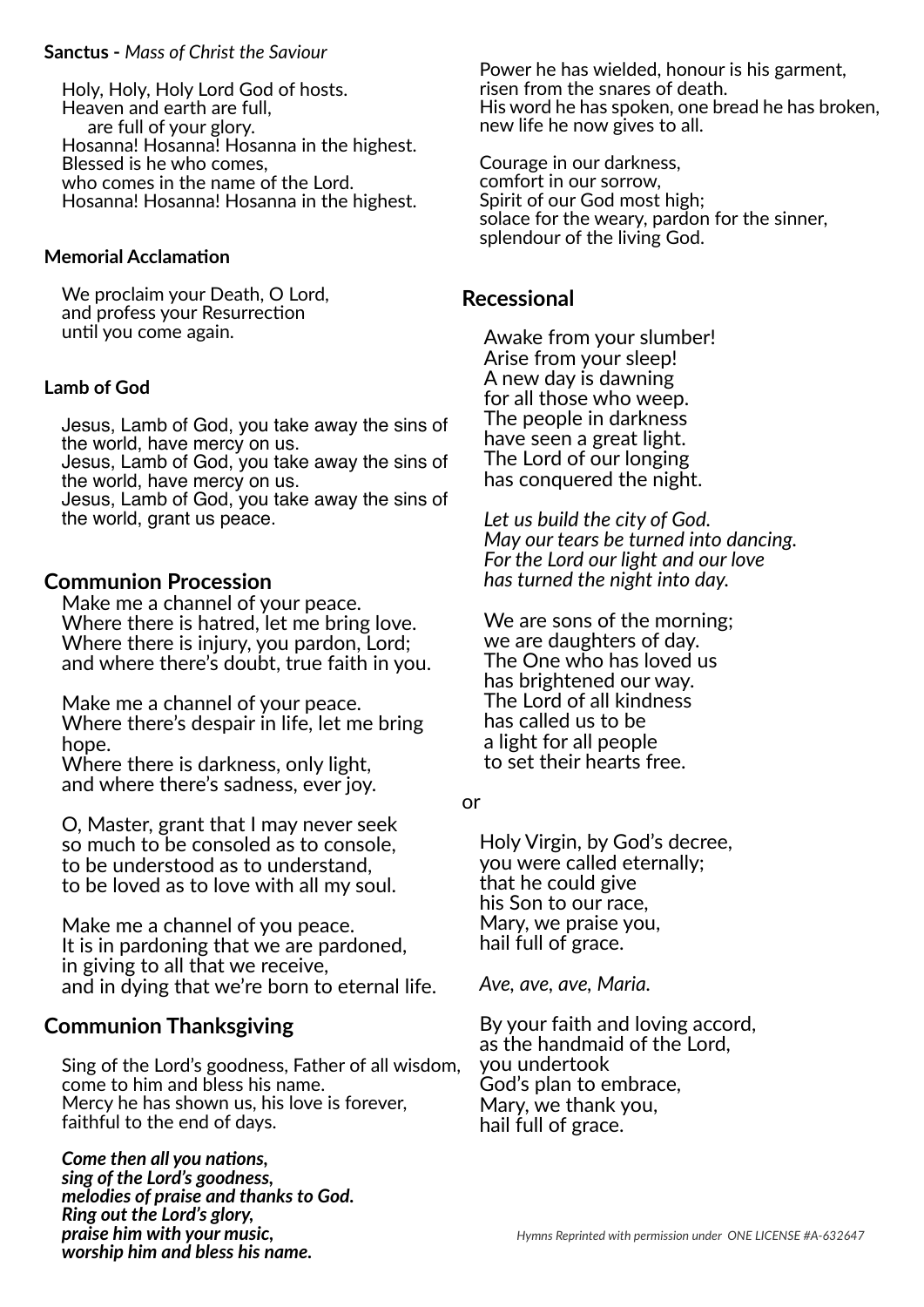**Sanctus -** *Mass of Christ the Saviour*

Holy, Holy, Holy Lord God of hosts.
Heaven and earth are full,
are full of your glory.
Hosanna! Hosanna! Hosanna in the highest.
Blessed is he who comes,
who comes in the name of the Lord.
Hosanna! Hosanna! Hosanna in the highest.

**Memorial Acclamation**

We proclaim your Death, O Lord,
and profess your Resurrection
until you come again.

**Lamb of God**

Jesus, Lamb of God, you take away the sins of the world, have mercy on us.
Jesus, Lamb of God, you take away the sins of the world, have mercy on us.
Jesus, Lamb of God, you take away the sins of the world, grant us peace.

## Communion Procession

Make me a channel of your peace.
Where there is hatred, let me bring love.
Where there is injury, you pardon, Lord;
and where there's doubt, true faith in you.

Make me a channel of your peace.
Where there's despair in life, let me bring hope.
Where there is darkness, only light,
and where there's sadness, ever joy.

O, Master, grant that I may never seek
so much to be consoled as to console,
to be understood as to understand,
to be loved as to love with all my soul.

Make me a channel of you peace.
It is in pardoning that we are pardoned,
in giving to all that we receive,
and in dying that we're born to eternal life.

## Communion Thanksgiving

Sing of the Lord's goodness, Father of all wisdom,
come to him and bless his name.
Mercy he has shown us, his love is forever,
faithful to the end of days.

***Come then all you nations,***
***sing of the Lord's goodness,***
***melodies of praise and thanks to God.***
***Ring out the Lord's glory,***
***praise him with your music,***
***worship him and bless his name.***

Power he has wielded, honour is his garment,
risen from the snares of death.
His word he has spoken, one bread he has broken,
new life he now gives to all.

Courage in our darkness,
comfort in our sorrow,
Spirit of our God most high;
solace for the weary, pardon for the sinner,
splendour of the living God.

## Recessional

Awake from your slumber!
Arise from your sleep!
A new day is dawning
for all those who weep.
The people in darkness
have seen a great light.
The Lord of our longing
has conquered the night.

*Let us build the city of God.*
*May our tears be turned into dancing.*
*For the Lord our light and our love*
*has turned the night into day.*

We are sons of the morning;
we are daughters of day.
The One who has loved us
has brightened our way.
The Lord of all kindness
has called us to be
a light for all people
to set their hearts free.

or

Holy Virgin, by God's decree,
you were called eternally;
that he could give
his Son to our race,
Mary, we praise you,
hail full of grace.

*Ave, ave, ave, Maria.*

By your faith and loving accord,
as the handmaid of the Lord,
you undertook
God's plan to embrace,
Mary, we thank you,
hail full of grace.

*Hymns Reprinted with permission under ONE LICENSE #A-632647*